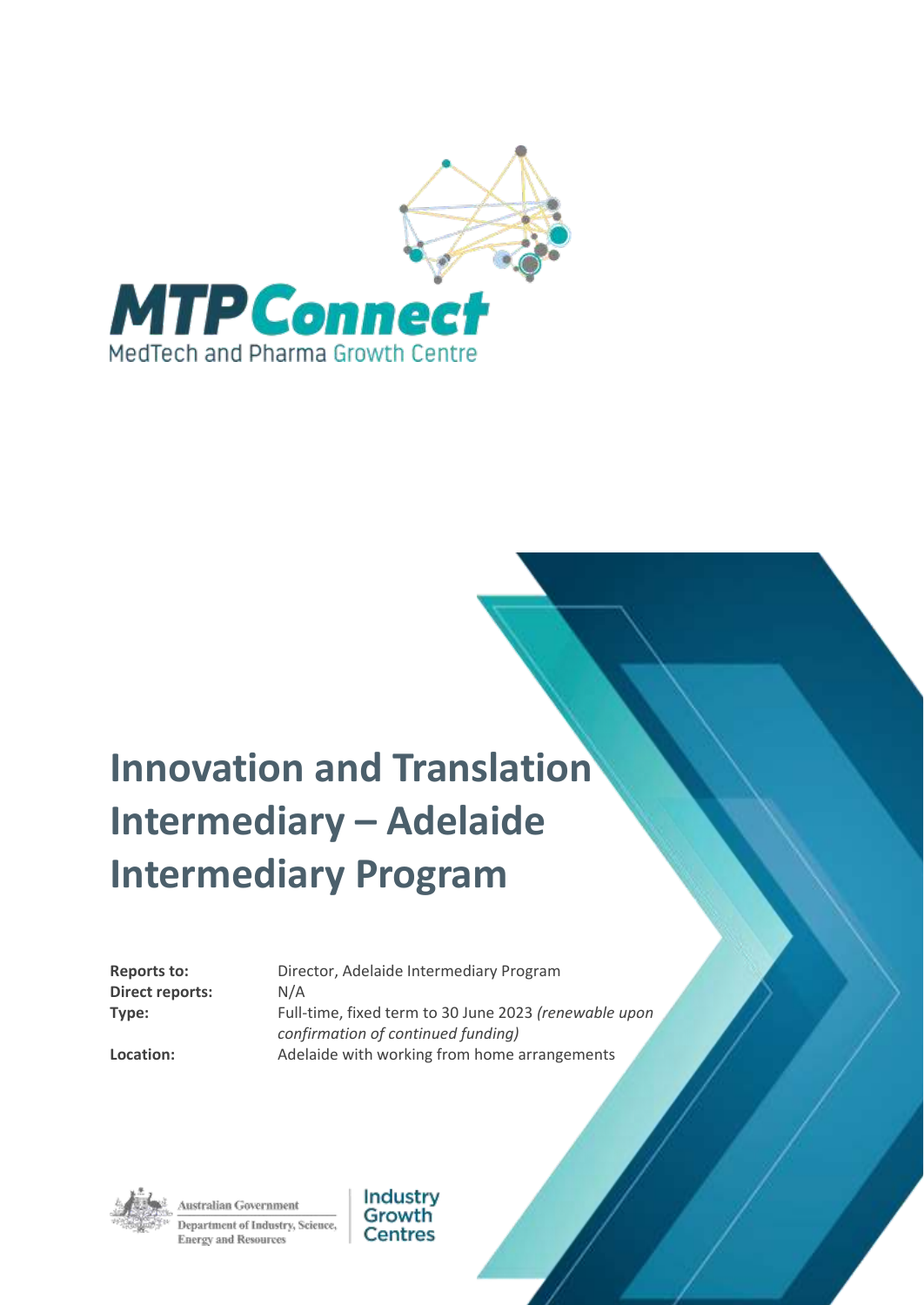MTPConnect

MedTech and Pharma Growth Centre

# Innovation and Translation Intermediary – Adelaide Intermediary Program

| | |
|---|---|
| **Reports to:** | Director, Adelaide Intermediary Program |
| **Direct reports:** | N/A |
| **Type:** | Full-time, fixed term to 30 June 2023 *(renewable upon confirmation of continued funding)* |
| **Location:** | Adelaide with working from home arrangements |

Australian Government

Department of Industry, Science, Energy and Resources

Industry Growth Centres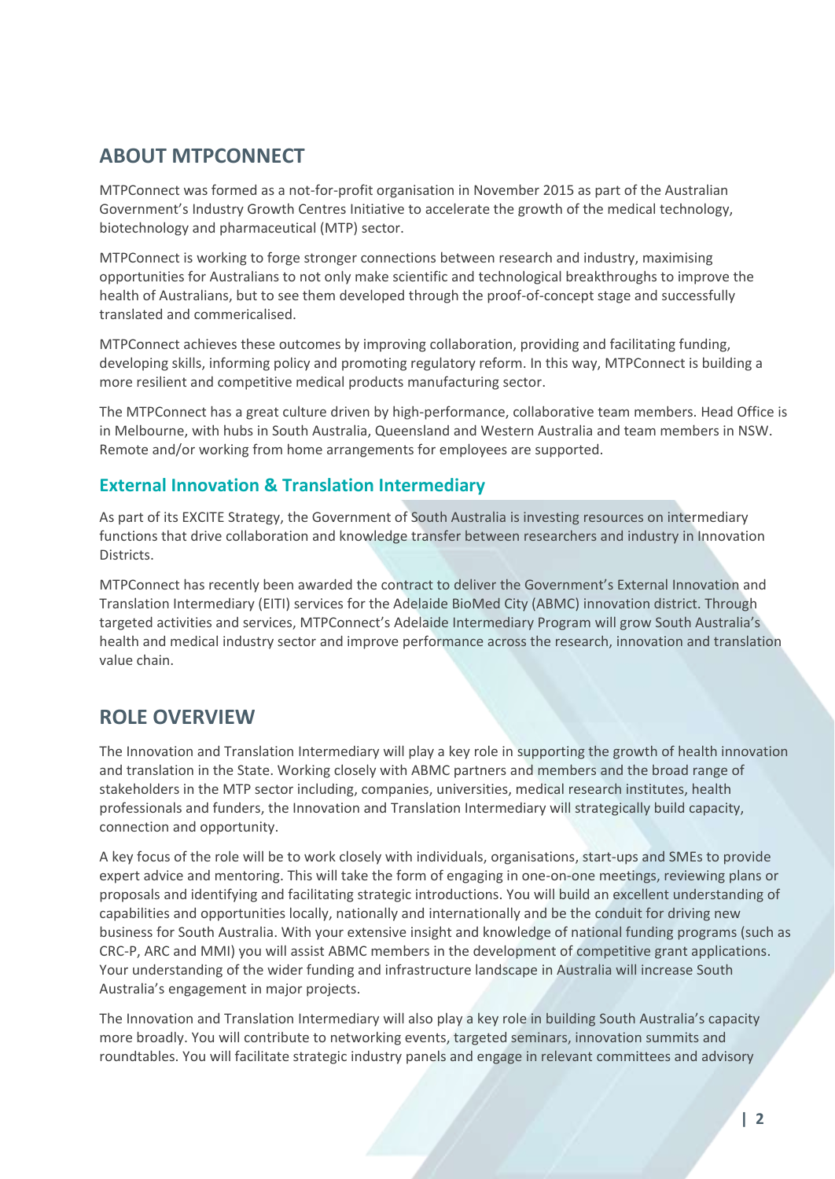## ABOUT MTPCONNECT

MTPConnect was formed as a not-for-profit organisation in November 2015 as part of the Australian Government's Industry Growth Centres Initiative to accelerate the growth of the medical technology, biotechnology and pharmaceutical (MTP) sector.

MTPConnect is working to forge stronger connections between research and industry, maximising opportunities for Australians to not only make scientific and technological breakthroughs to improve the health of Australians, but to see them developed through the proof-of-concept stage and successfully translated and commericalised.

MTPConnect achieves these outcomes by improving collaboration, providing and facilitating funding, developing skills, informing policy and promoting regulatory reform. In this way, MTPConnect is building a more resilient and competitive medical products manufacturing sector.

The MTPConnect has a great culture driven by high-performance, collaborative team members. Head Office is in Melbourne, with hubs in South Australia, Queensland and Western Australia and team members in NSW. Remote and/or working from home arrangements for employees are supported.

### External Innovation & Translation Intermediary

As part of its EXCITE Strategy, the Government of South Australia is investing resources on intermediary functions that drive collaboration and knowledge transfer between researchers and industry in Innovation Districts.

MTPConnect has recently been awarded the contract to deliver the Government's External Innovation and Translation Intermediary (EITI) services for the Adelaide BioMed City (ABMC) innovation district. Through targeted activities and services, MTPConnect's Adelaide Intermediary Program will grow South Australia's health and medical industry sector and improve performance across the research, innovation and translation value chain.

## ROLE OVERVIEW

The Innovation and Translation Intermediary will play a key role in supporting the growth of health innovation and translation in the State. Working closely with ABMC partners and members and the broad range of stakeholders in the MTP sector including, companies, universities, medical research institutes, health professionals and funders, the Innovation and Translation Intermediary will strategically build capacity, connection and opportunity.

A key focus of the role will be to work closely with individuals, organisations, start-ups and SMEs to provide expert advice and mentoring. This will take the form of engaging in one-on-one meetings, reviewing plans or proposals and identifying and facilitating strategic introductions. You will build an excellent understanding of capabilities and opportunities locally, nationally and internationally and be the conduit for driving new business for South Australia. With your extensive insight and knowledge of national funding programs (such as CRC-P, ARC and MMI) you will assist ABMC members in the development of competitive grant applications. Your understanding of the wider funding and infrastructure landscape in Australia will increase South Australia's engagement in major projects.

The Innovation and Translation Intermediary will also play a key role in building South Australia's capacity more broadly. You will contribute to networking events, targeted seminars, innovation summits and roundtables. You will facilitate strategic industry panels and engage in relevant committees and advisory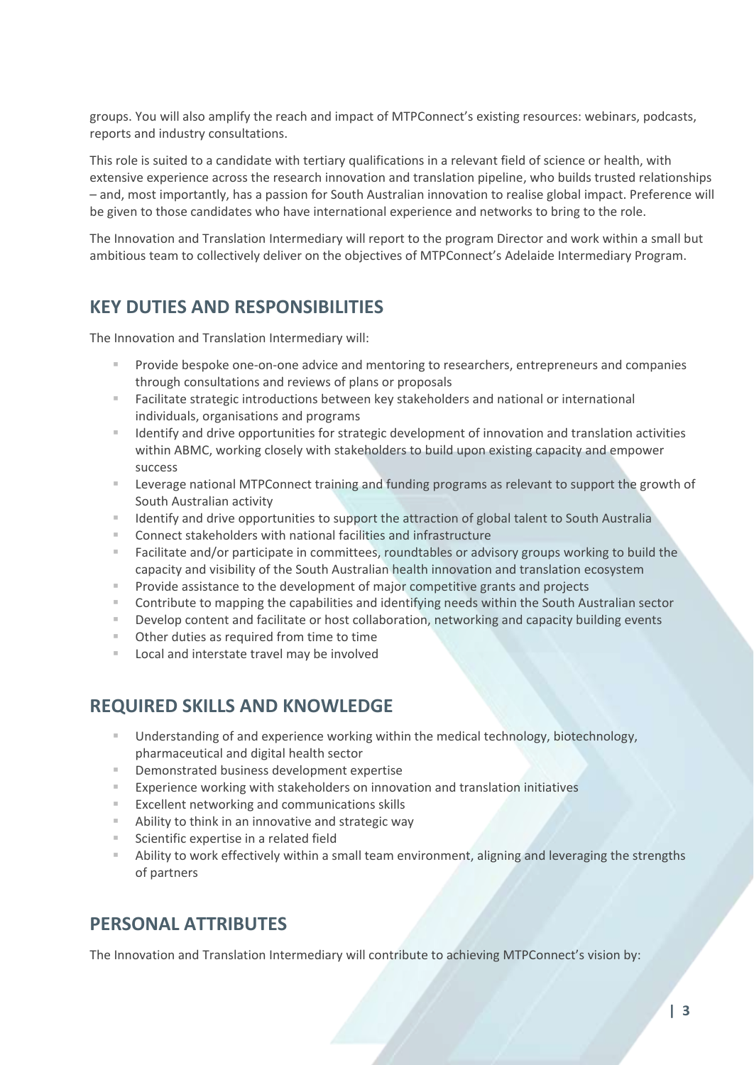groups. You will also amplify the reach and impact of MTPConnect's existing resources: webinars, podcasts, reports and industry consultations.

This role is suited to a candidate with tertiary qualifications in a relevant field of science or health, with extensive experience across the research innovation and translation pipeline, who builds trusted relationships – and, most importantly, has a passion for South Australian innovation to realise global impact. Preference will be given to those candidates who have international experience and networks to bring to the role.

The Innovation and Translation Intermediary will report to the program Director and work within a small but ambitious team to collectively deliver on the objectives of MTPConnect's Adelaide Intermediary Program.

## KEY DUTIES AND RESPONSIBILITIES

The Innovation and Translation Intermediary will:

- Provide bespoke one-on-one advice and mentoring to researchers, entrepreneurs and companies through consultations and reviews of plans or proposals
- Facilitate strategic introductions between key stakeholders and national or international individuals, organisations and programs
- Identify and drive opportunities for strategic development of innovation and translation activities within ABMC, working closely with stakeholders to build upon existing capacity and empower success
- Leverage national MTPConnect training and funding programs as relevant to support the growth of South Australian activity
- Identify and drive opportunities to support the attraction of global talent to South Australia
- Connect stakeholders with national facilities and infrastructure
- Facilitate and/or participate in committees, roundtables or advisory groups working to build the capacity and visibility of the South Australian health innovation and translation ecosystem
- Provide assistance to the development of major competitive grants and projects
- Contribute to mapping the capabilities and identifying needs within the South Australian sector
- Develop content and facilitate or host collaboration, networking and capacity building events
- Other duties as required from time to time
- Local and interstate travel may be involved

## REQUIRED SKILLS AND KNOWLEDGE

- Understanding of and experience working within the medical technology, biotechnology, pharmaceutical and digital health sector
- Demonstrated business development expertise
- Experience working with stakeholders on innovation and translation initiatives
- Excellent networking and communications skills
- Ability to think in an innovative and strategic way
- Scientific expertise in a related field
- Ability to work effectively within a small team environment, aligning and leveraging the strengths of partners

## PERSONAL ATTRIBUTES

The Innovation and Translation Intermediary will contribute to achieving MTPConnect's vision by: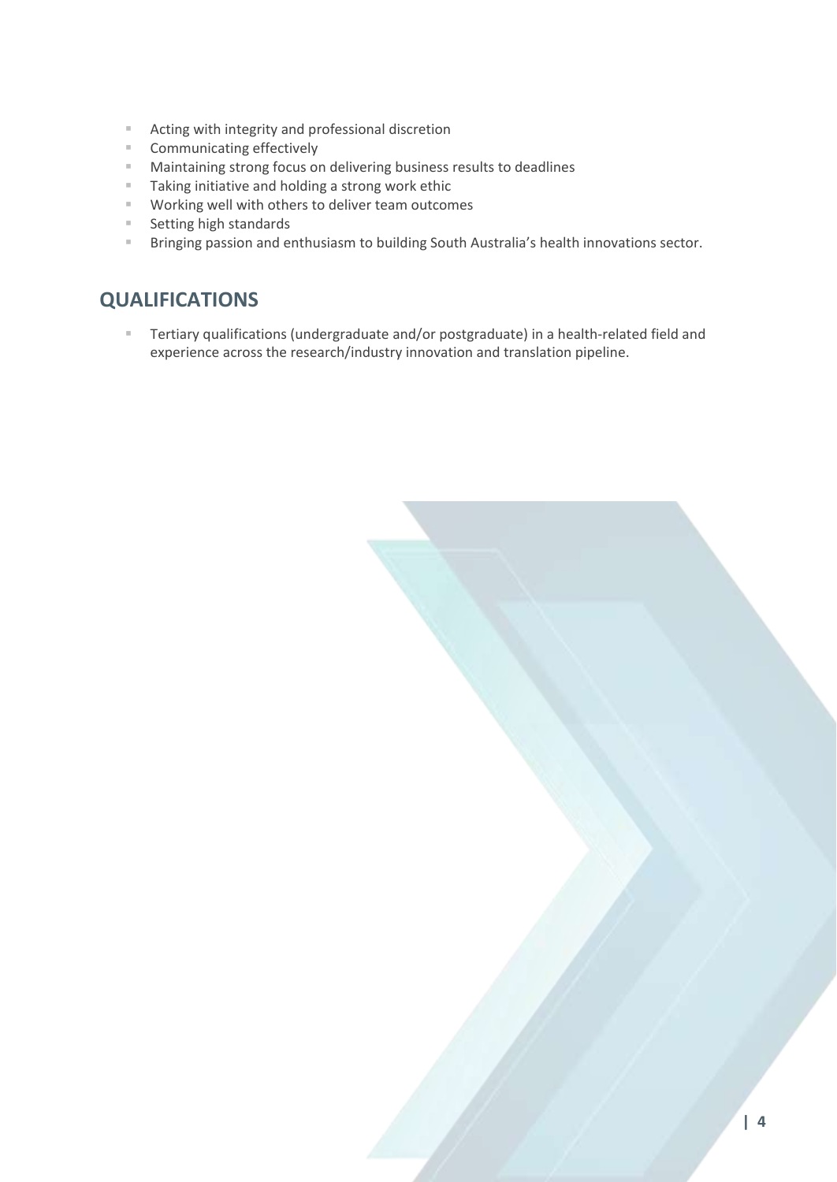- Acting with integrity and professional discretion
- Communicating effectively
- Maintaining strong focus on delivering business results to deadlines
- Taking initiative and holding a strong work ethic
- Working well with others to deliver team outcomes
- Setting high standards
- Bringing passion and enthusiasm to building South Australia's health innovations sector.

## QUALIFICATIONS

- Tertiary qualifications (undergraduate and/or postgraduate) in a health-related field and experience across the research/industry innovation and translation pipeline.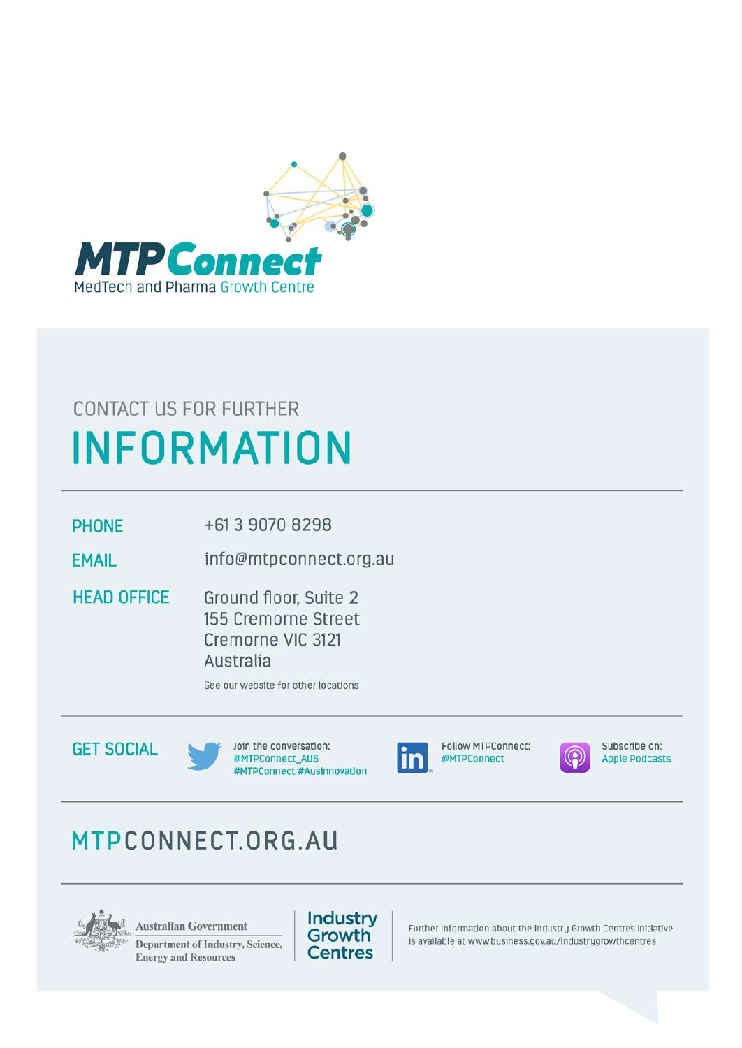MTPConnect

MedTech and Pharma Growth Centre

CONTACT US FOR FURTHER

# INFORMATION

**PHONE** +61 3 9070 8298

**EMAIL** info@mtpconnect.org.au

**HEAD OFFICE** Ground floor, Suite 2
155 Cremorne Street
Cremorne VIC 3121
Australia

See our website for other locations

**GET SOCIAL**

Join the conversation:
@MTPConnect_AUS
#MTPConnect #AusInnovation

Follow MTPConnect:
@MTPConnect

Subscribe on:
Apple Podcasts

## MTPCONNECT.ORG.AU

Australian Government
Department of Industry, Science, Energy and Resources

Industry Growth Centres

Further information about the Industry Growth Centres Initiative is available at www.business.gov.au/industrygrowthcentres